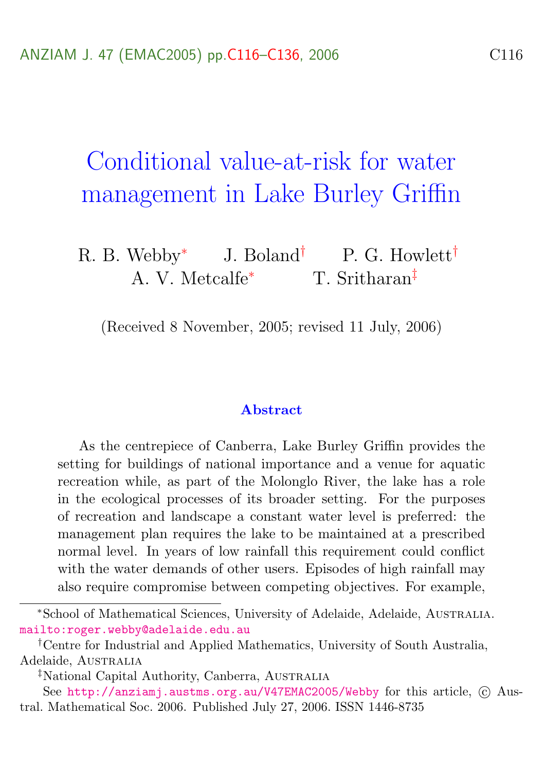# Conditional value-at-risk for water management in Lake Burley Griffin

R. B. Webby[*] J. Boland[†] P. G. Howlett[†]
A. V. Metcalfe[*] T. Sritharan[‡]

(Received 8 November, 2005; revised 11 July, 2006)

### Abstract

As the centrepiece of Canberra, Lake Burley Griffin provides the setting for buildings of national importance and a venue for aquatic recreation while, as part of the Molonglo River, the lake has a role in the ecological processes of its broader setting. For the purposes of recreation and landscape a constant water level is preferred: the management plan requires the lake to be maintained at a prescribed normal level. In years of low rainfall this requirement could conflict with the water demands of other users. Episodes of high rainfall may also require compromise between competing objectives. For example,

---

[*]School of Mathematical Sciences, University of Adelaide, Adelaide, Australia. mailto:roger.webby@adelaide.edu.au

[†]Centre for Industrial and Applied Mathematics, University of South Australia, Adelaide, Australia

[‡]National Capital Authority, Canberra, Australia

See http://anziamj.austms.org.au/V47EMAC2005/Webby for this article, © Austral. Mathematical Soc. 2006. Published July 27, 2006. ISSN 1446-8735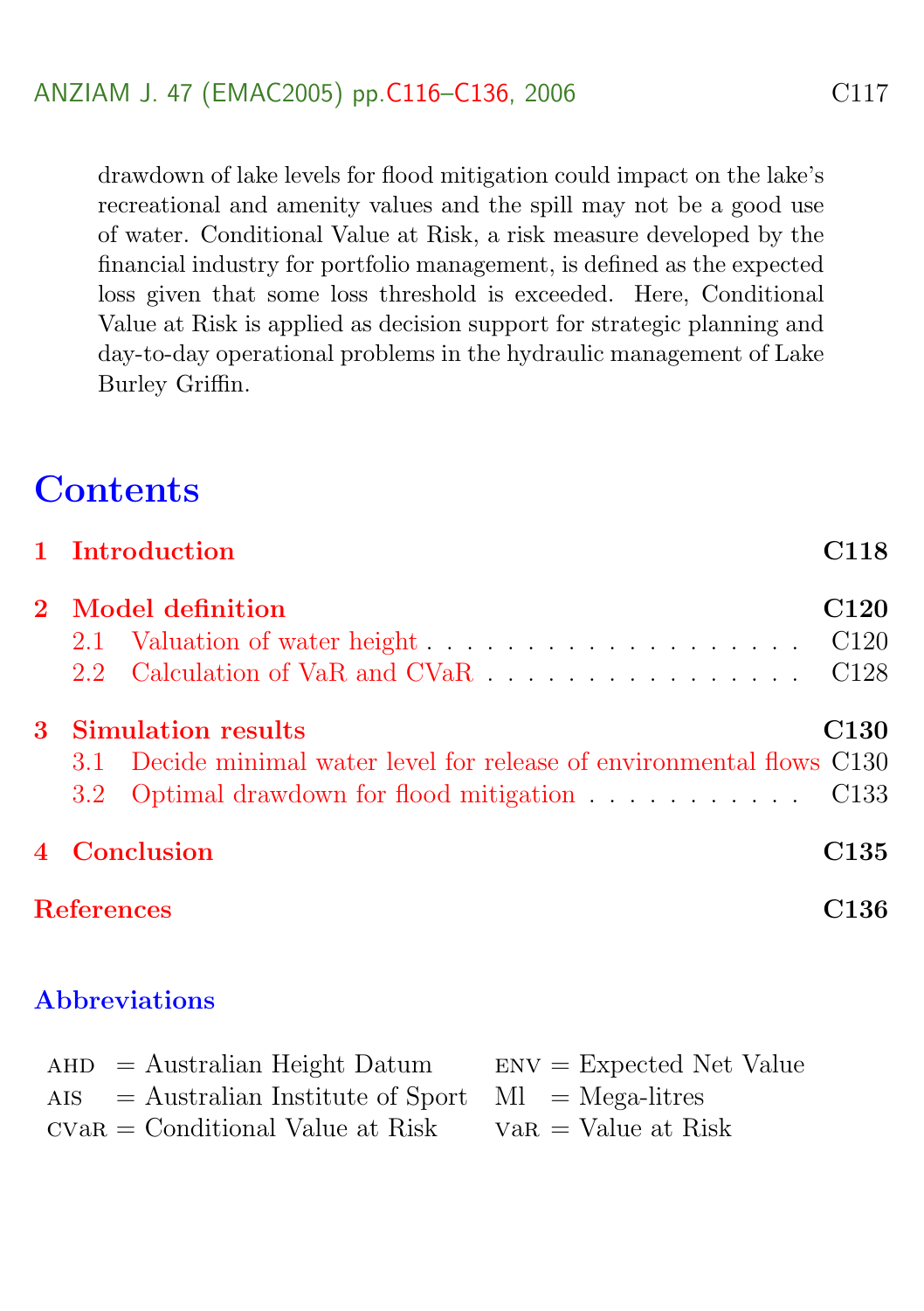drawdown of lake levels for flood mitigation could impact on the lake's recreational and amenity values and the spill may not be a good use of water. Conditional Value at Risk, a risk measure developed by the financial industry for portfolio management, is defined as the expected loss given that some loss threshold is exceeded. Here, Conditional Value at Risk is applied as decision support for strategic planning and day-to-day operational problems in the hydraulic management of Lake Burley Griffin.

# Contents

**1 Introduction** **C118**

**2 Model definition** **C120**
- 2.1 Valuation of water height . . . . . . . . . . . . . . . . . . . . C120
- 2.2 Calculation of VaR and CVaR . . . . . . . . . . . . . . . . . C128

**3 Simulation results** **C130**
- 3.1 Decide minimal water level for release of environmental flows C130
- 3.2 Optimal drawdown for flood mitigation . . . . . . . . . . . C133

**4 Conclusion** **C135**

**References** **C136**

## Abbreviations

| | | | |
|---|---|---|---|
| AHD | = Australian Height Datum | ENV | = Expected Net Value |
| AIS | = Australian Institute of Sport | Ml | = Mega-litres |
| CVaR | = Conditional Value at Risk | VaR | = Value at Risk |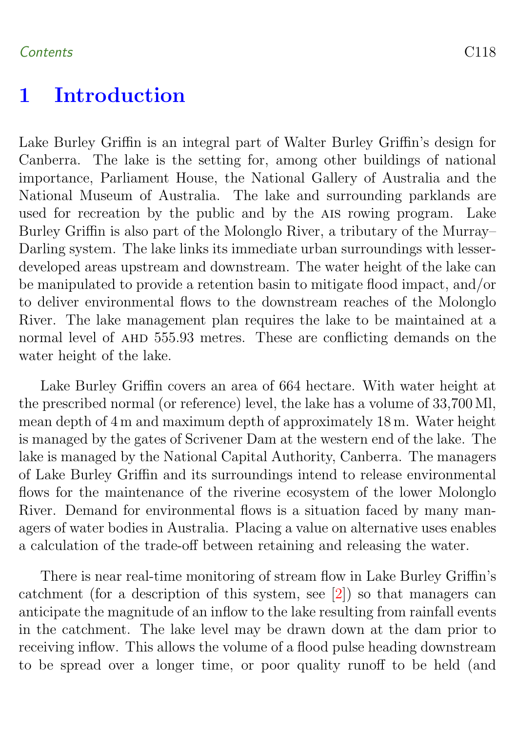// Running header "Contents C118" omitted per Rule 6
# 1 Introduction

Lake Burley Griffin is an integral part of Walter Burley Griffin's design for Canberra. The lake is the setting for, among other buildings of national importance, Parliament House, the National Gallery of Australia and the National Museum of Australia. The lake and surrounding parklands are used for recreation by the public and by the AIS rowing program. Lake Burley Griffin is also part of the Molonglo River, a tributary of the Murray–Darling system. The lake links its immediate urban surroundings with lesser-developed areas upstream and downstream. The water height of the lake can be manipulated to provide a retention basin to mitigate flood impact, and/or to deliver environmental flows to the downstream reaches of the Molonglo River. The lake management plan requires the lake to be maintained at a normal level of AHD 555.93 metres. These are conflicting demands on the water height of the lake.

Lake Burley Griffin covers an area of 664 hectare. With water height at the prescribed normal (or reference) level, the lake has a volume of 33,700 Ml, mean depth of 4 m and maximum depth of approximately 18 m. Water height is managed by the gates of Scrivener Dam at the western end of the lake. The lake is managed by the National Capital Authority, Canberra. The managers of Lake Burley Griffin and its surroundings intend to release environmental flows for the maintenance of the riverine ecosystem of the lower Molonglo River. Demand for environmental flows is a situation faced by many managers of water bodies in Australia. Placing a value on alternative uses enables a calculation of the trade-off between retaining and releasing the water.

There is near real-time monitoring of stream flow in Lake Burley Griffin's catchment (for a description of this system, see [2]) so that managers can anticipate the magnitude of an inflow to the lake resulting from rainfall events in the catchment. The lake level may be drawn down at the dam prior to receiving inflow. This allows the volume of a flood pulse heading downstream to be spread over a longer time, or poor quality runoff to be held (and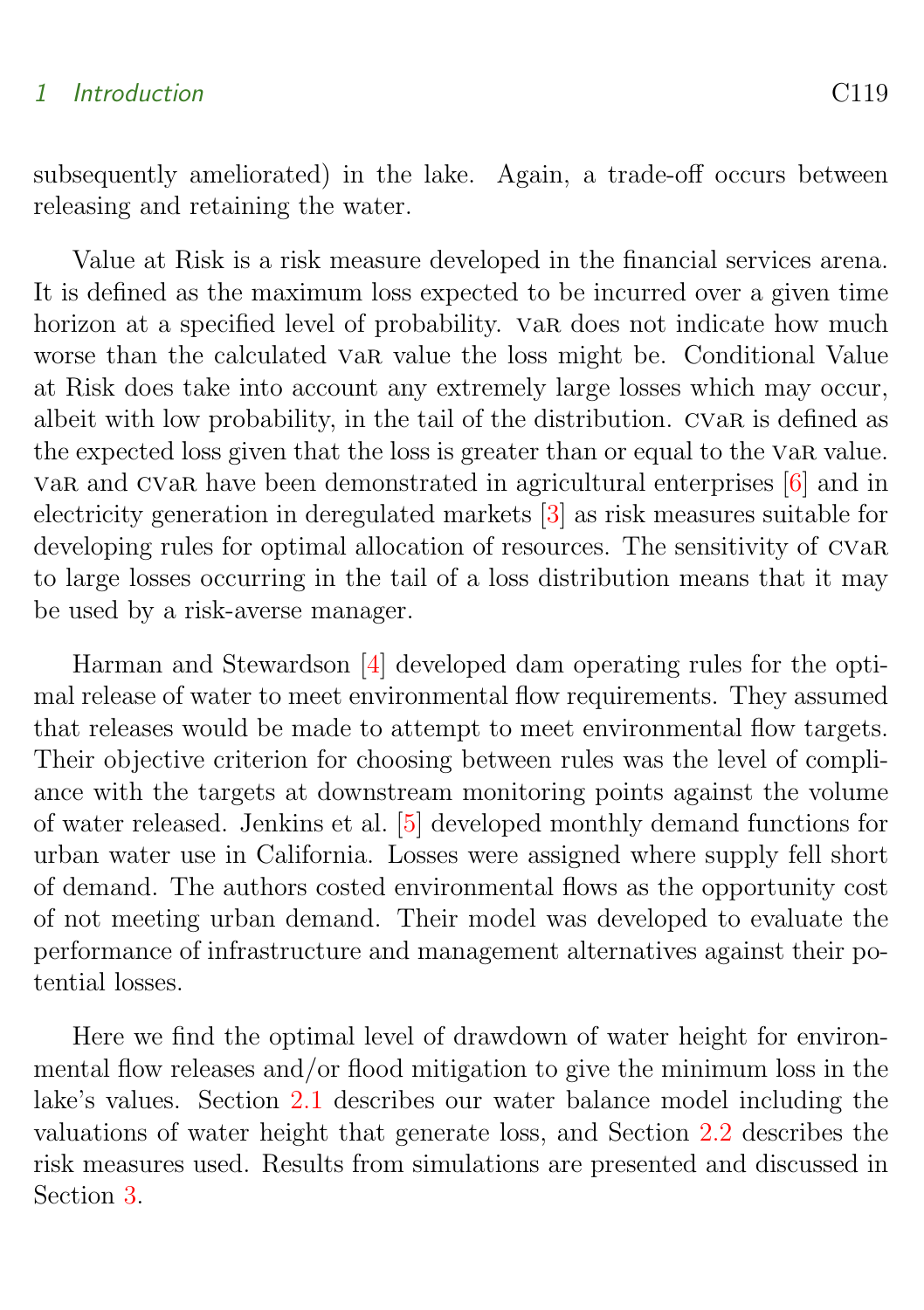subsequently ameliorated) in the lake. Again, a trade-off occurs between releasing and retaining the water.

Value at Risk is a risk measure developed in the financial services arena. It is defined as the maximum loss expected to be incurred over a given time horizon at a specified level of probability. VaR does not indicate how much worse than the calculated VaR value the loss might be. Conditional Value at Risk does take into account any extremely large losses which may occur, albeit with low probability, in the tail of the distribution. CVaR is defined as the expected loss given that the loss is greater than or equal to the VaR value. VaR and CVaR have been demonstrated in agricultural enterprises [6] and in electricity generation in deregulated markets [3] as risk measures suitable for developing rules for optimal allocation of resources. The sensitivity of CVaR to large losses occurring in the tail of a loss distribution means that it may be used by a risk-averse manager.

Harman and Stewardson [4] developed dam operating rules for the optimal release of water to meet environmental flow requirements. They assumed that releases would be made to attempt to meet environmental flow targets. Their objective criterion for choosing between rules was the level of compliance with the targets at downstream monitoring points against the volume of water released. Jenkins et al. [5] developed monthly demand functions for urban water use in California. Losses were assigned where supply fell short of demand. The authors costed environmental flows as the opportunity cost of not meeting urban demand. Their model was developed to evaluate the performance of infrastructure and management alternatives against their potential losses.

Here we find the optimal level of drawdown of water height for environmental flow releases and/or flood mitigation to give the minimum loss in the lake's values. Section 2.1 describes our water balance model including the valuations of water height that generate loss, and Section 2.2 describes the risk measures used. Results from simulations are presented and discussed in Section 3.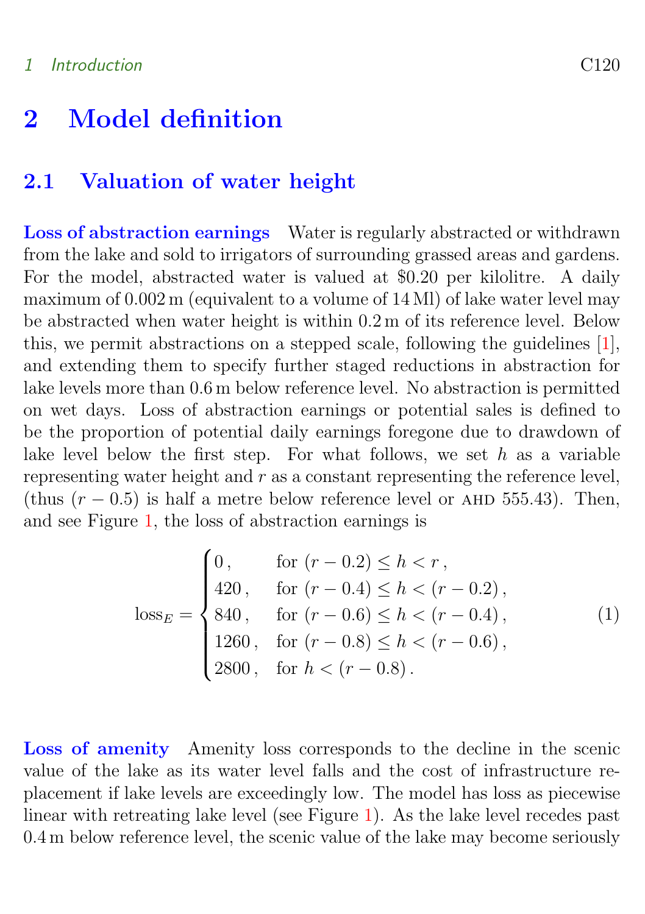## 2 Model definition

### 2.1 Valuation of water height

**Loss of abstraction earnings** Water is regularly abstracted or withdrawn from the lake and sold to irrigators of surrounding grassed areas and gardens. For the model, abstracted water is valued at \$0.20 per kilolitre. A daily maximum of 0.002 m (equivalent to a volume of 14 Ml) of lake water level may be abstracted when water height is within 0.2 m of its reference level. Below this, we permit abstractions on a stepped scale, following the guidelines [1], and extending them to specify further staged reductions in abstraction for lake levels more than 0.6 m below reference level. No abstraction is permitted on wet days. Loss of abstraction earnings or potential sales is defined to be the proportion of potential daily earnings foregone due to drawdown of lake level below the first step. For what follows, we set $h$ as a variable representing water height and $r$ as a constant representing the reference level, (thus $(r - 0.5)$ is half a metre below reference level or AHD 555.43). Then, and see Figure 1, the loss of abstraction earnings is

$$
\text{loss}_E = \begin{cases} 0\,, & \text{for } (r-0.2) \le h < r\,, \\ 420\,, & \text{for } (r-0.4) \le h < (r-0.2)\,, \\ 840\,, & \text{for } (r-0.6) \le h < (r-0.4)\,, \\ 1260\,, & \text{for } (r-0.8) \le h < (r-0.6)\,, \\ 2800\,, & \text{for } h < (r-0.8)\,. \end{cases} \tag{1}
$$

**Loss of amenity** Amenity loss corresponds to the decline in the scenic value of the lake as its water level falls and the cost of infrastructure replacement if lake levels are exceedingly low. The model has loss as piecewise linear with retreating lake level (see Figure 1). As the lake level recedes past 0.4 m below reference level, the scenic value of the lake may become seriously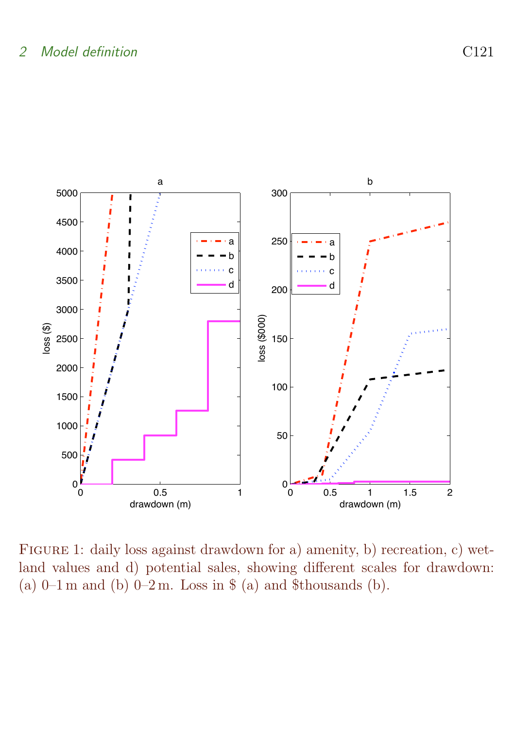Figure 1: daily loss against drawdown for a) amenity, b) recreation, c) wetland values and d) potential sales, showing different scales for drawdown: (a) 0–1 m and (b) 0–2 m. Loss in \$ (a) and \$thousands (b).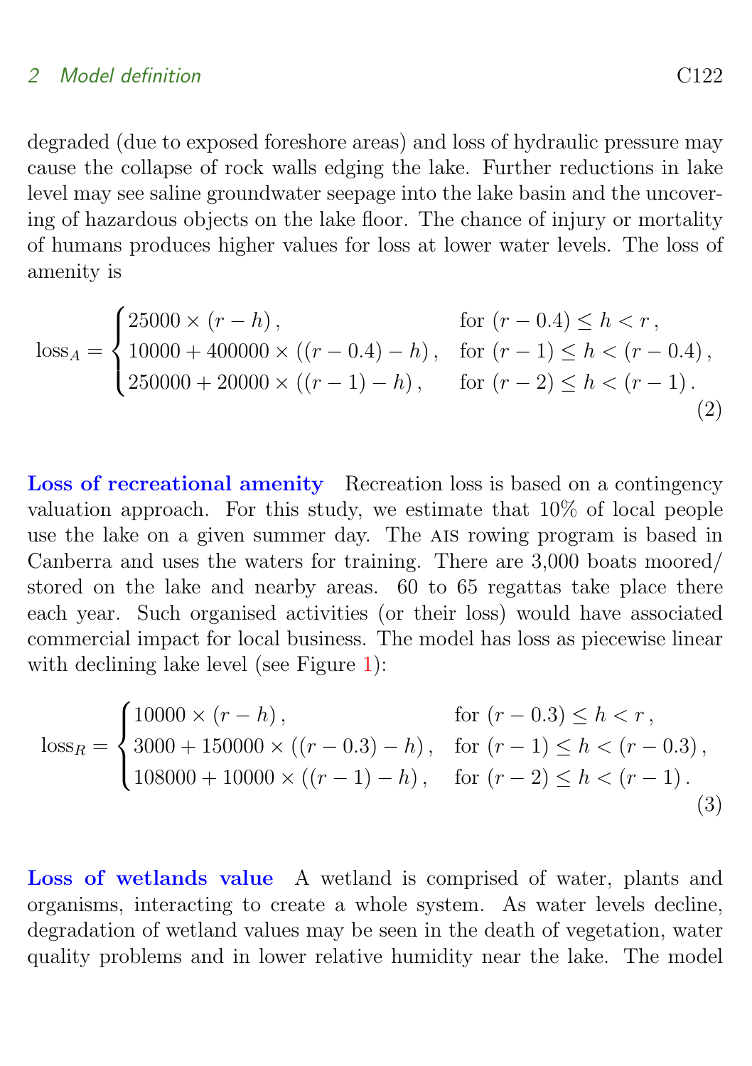degraded (due to exposed foreshore areas) and loss of hydraulic pressure may cause the collapse of rock walls edging the lake. Further reductions in lake level may see saline groundwater seepage into the lake basin and the uncovering of hazardous objects on the lake floor. The chance of injury or mortality of humans produces higher values for loss at lower water levels. The loss of amenity is

$$\text{loss}_A = \begin{cases} 25000 \times (r - h)\,, & \text{for } (r - 0.4) \le h < r\,, \\ 10000 + 400000 \times ((r - 0.4) - h)\,, & \text{for } (r - 1) \le h < (r - 0.4)\,, \\ 250000 + 20000 \times ((r - 1) - h)\,, & \text{for } (r - 2) \le h < (r - 1)\,. \end{cases} \tag{2}$$

**Loss of recreational amenity** Recreation loss is based on a contingency valuation approach. For this study, we estimate that 10% of local people use the lake on a given summer day. The AIS rowing program is based in Canberra and uses the waters for training. There are 3,000 boats moored/stored on the lake and nearby areas. 60 to 65 regattas take place there each year. Such organised activities (or their loss) would have associated commercial impact for local business. The model has loss as piecewise linear with declining lake level (see Figure 1):

$$\text{loss}_R = \begin{cases} 10000 \times (r - h)\,, & \text{for } (r - 0.3) \le h < r\,, \\ 3000 + 150000 \times ((r - 0.3) - h)\,, & \text{for } (r - 1) \le h < (r - 0.3)\,, \\ 108000 + 10000 \times ((r - 1) - h)\,, & \text{for } (r - 2) \le h < (r - 1)\,. \end{cases} \tag{3}$$

**Loss of wetlands value** A wetland is comprised of water, plants and organisms, interacting to create a whole system. As water levels decline, degradation of wetland values may be seen in the death of vegetation, water quality problems and in lower relative humidity near the lake. The model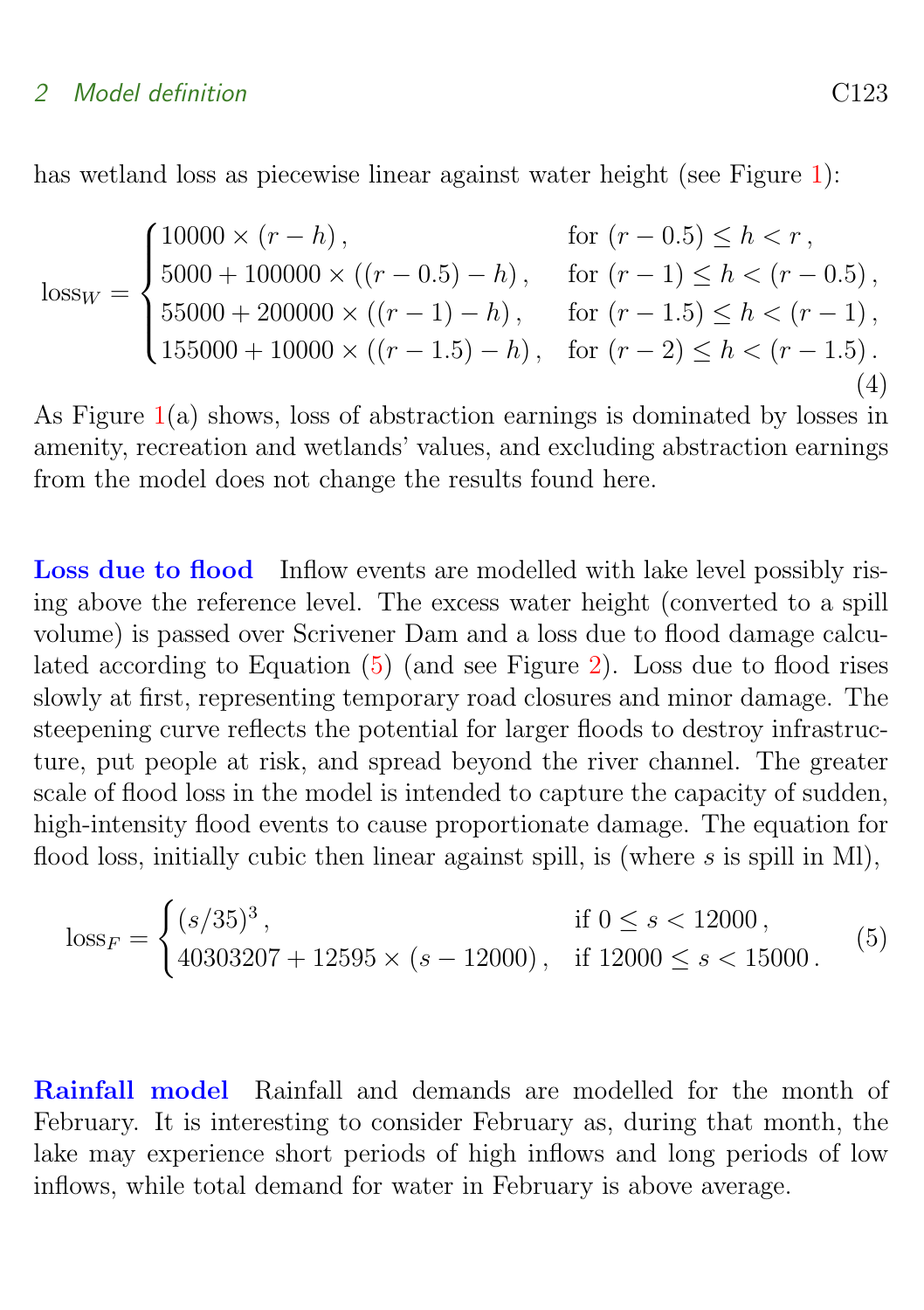has wetland loss as piecewise linear against water height (see Figure 1):

$$\text{loss}_W = \begin{cases} 10000 \times (r - h)\,, & \text{for } (r-0.5) \le h < r\,, \\ 5000 + 100000 \times ((r-0.5) - h)\,, & \text{for } (r-1) \le h < (r-0.5)\,, \\ 55000 + 200000 \times ((r-1) - h)\,, & \text{for } (r-1.5) \le h < (r-1)\,, \\ 155000 + 10000 \times ((r-1.5) - h)\,, & \text{for } (r-2) \le h < (r-1.5)\,. \end{cases} \tag{4}$$

As Figure 1(a) shows, loss of abstraction earnings is dominated by losses in amenity, recreation and wetlands' values, and excluding abstraction earnings from the model does not change the results found here.

**Loss due to flood** Inflow events are modelled with lake level possibly rising above the reference level. The excess water height (converted to a spill volume) is passed over Scrivener Dam and a loss due to flood damage calculated according to Equation (5) (and see Figure 2). Loss due to flood rises slowly at first, representing temporary road closures and minor damage. The steepening curve reflects the potential for larger floods to destroy infrastructure, put people at risk, and spread beyond the river channel. The greater scale of flood loss in the model is intended to capture the capacity of sudden, high-intensity flood events to cause proportionate damage. The equation for flood loss, initially cubic then linear against spill, is (where $s$ is spill in Ml),

$$\text{loss}_F = \begin{cases} (s/35)^3\,, & \text{if } 0 \le s < 12000\,, \\ 40303207 + 12595 \times (s - 12000)\,, & \text{if } 12000 \le s < 15000\,. \end{cases} \tag{5}$$

**Rainfall model** Rainfall and demands are modelled for the month of February. It is interesting to consider February as, during that month, the lake may experience short periods of high inflows and long periods of low inflows, while total demand for water in February is above average.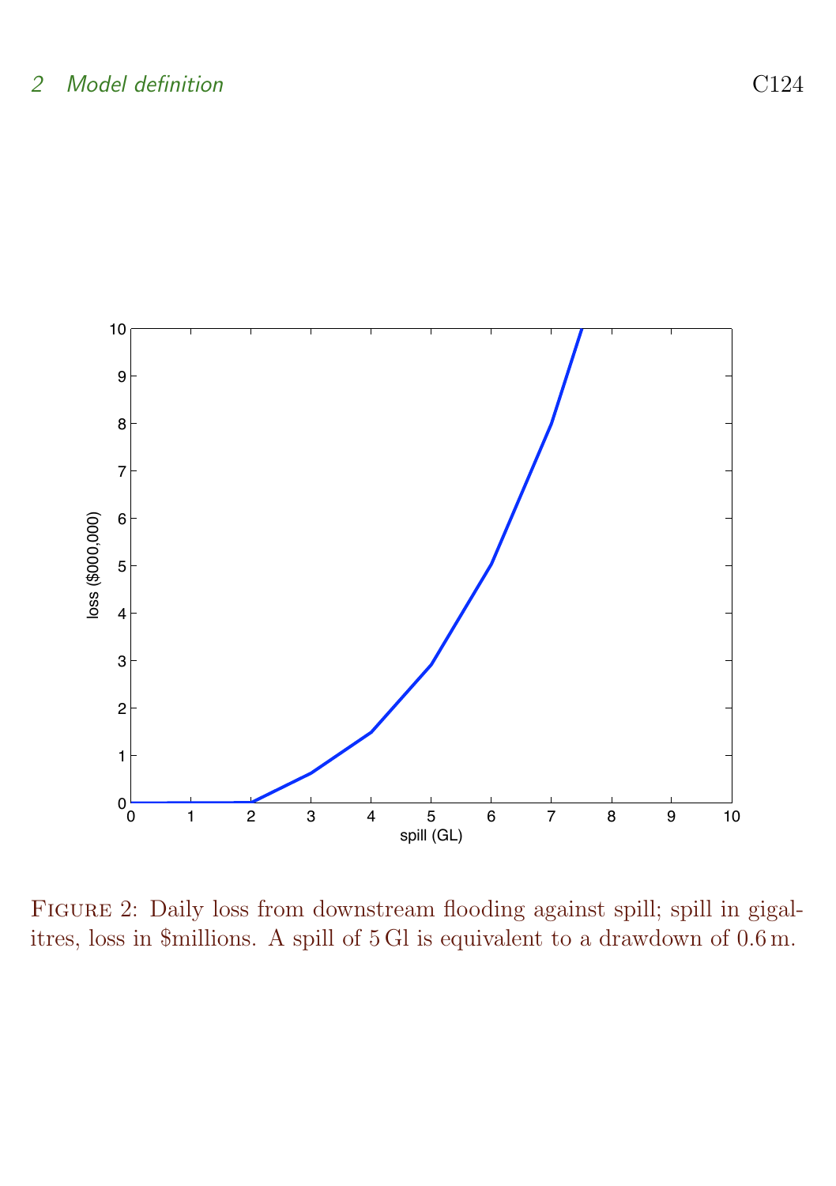Figure 2: Daily loss from downstream flooding against spill; spill in gigalitres, loss in \$millions. A spill of 5 Gl is equivalent to a drawdown of 0.6 m.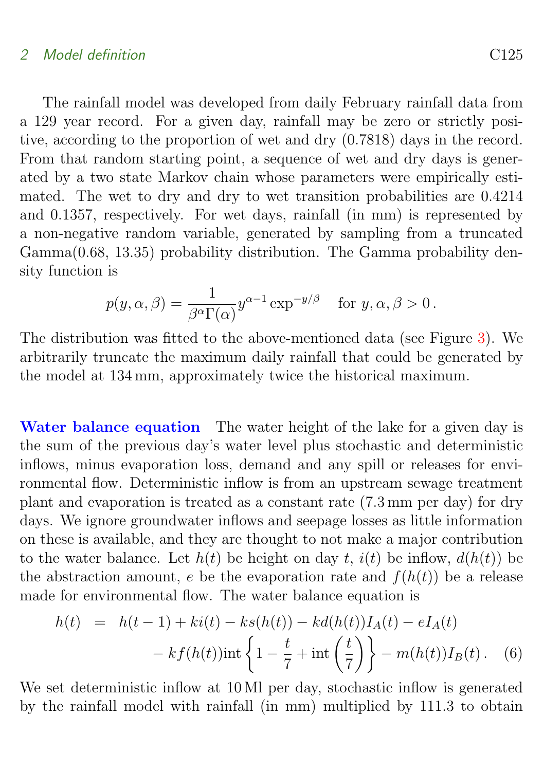The rainfall model was developed from daily February rainfall data from a 129 year record. For a given day, rainfall may be zero or strictly positive, according to the proportion of wet and dry (0.7818) days in the record. From that random starting point, a sequence of wet and dry days is generated by a two state Markov chain whose parameters were empirically estimated. The wet to dry and dry to wet transition probabilities are 0.4214 and 0.1357, respectively. For wet days, rainfall (in mm) is represented by a non-negative random variable, generated by sampling from a truncated Gamma(0.68, 13.35) probability distribution. The Gamma probability density function is

$$p(y, \alpha, \beta) = \frac{1}{\beta^{\alpha}\Gamma(\alpha)} y^{\alpha-1} \exp^{-y/\beta} \quad \text{for } y, \alpha, \beta > 0\,.$$

The distribution was fitted to the above-mentioned data (see Figure 3). We arbitrarily truncate the maximum daily rainfall that could be generated by the model at 134 mm, approximately twice the historical maximum.

**Water balance equation** The water height of the lake for a given day is the sum of the previous day's water level plus stochastic and deterministic inflows, minus evaporation loss, demand and any spill or releases for environmental flow. Deterministic inflow is from an upstream sewage treatment plant and evaporation is treated as a constant rate (7.3 mm per day) for dry days. We ignore groundwater inflows and seepage losses as little information on these is available, and they are thought to not make a major contribution to the water balance. Let $h(t)$ be height on day $t$, $i(t)$ be inflow, $d(h(t))$ be the abstraction amount, $e$ be the evaporation rate and $f(h(t))$ be a release made for environmental flow. The water balance equation is

$$\begin{aligned} h(t) \;&=\; h(t-1) + ki(t) - ks(h(t)) - kd(h(t))I_A(t) - eI_A(t) \\ &\quad - kf(h(t))\operatorname{int}\left\{1 - \frac{t}{7} + \operatorname{int}\left(\frac{t}{7}\right)\right\} - m(h(t))I_B(t)\,. \end{aligned} \qquad (6)$$

We set deterministic inflow at 10 Ml per day, stochastic inflow is generated by the rainfall model with rainfall (in mm) multiplied by 111.3 to obtain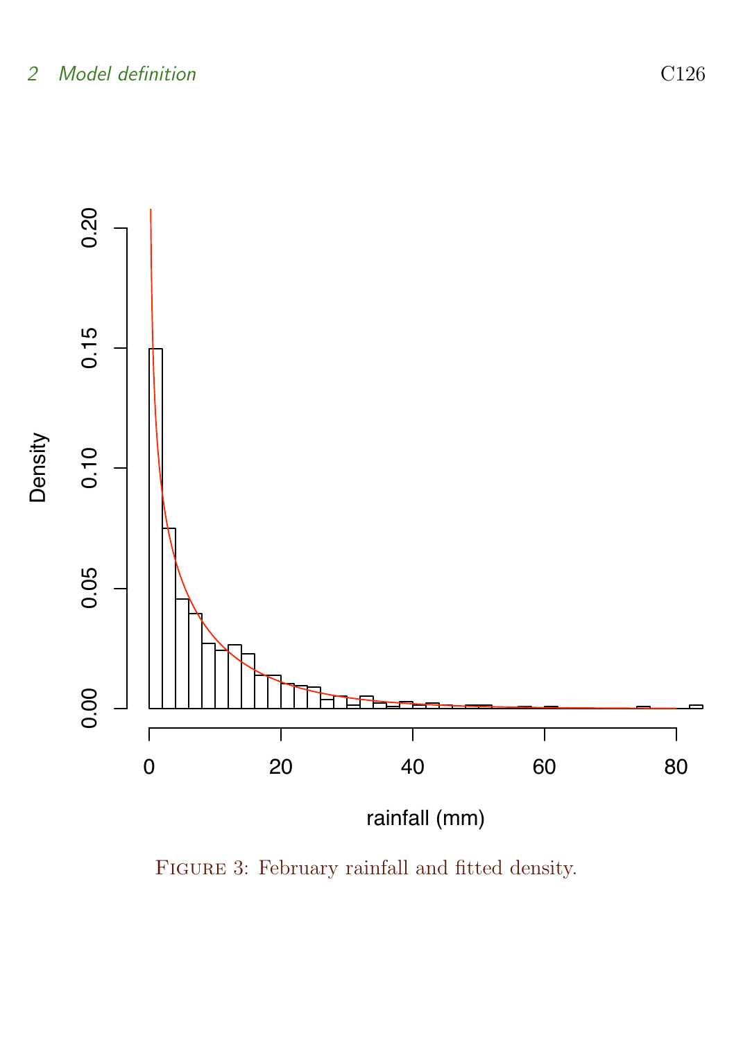Figure 3: February rainfall and fitted density.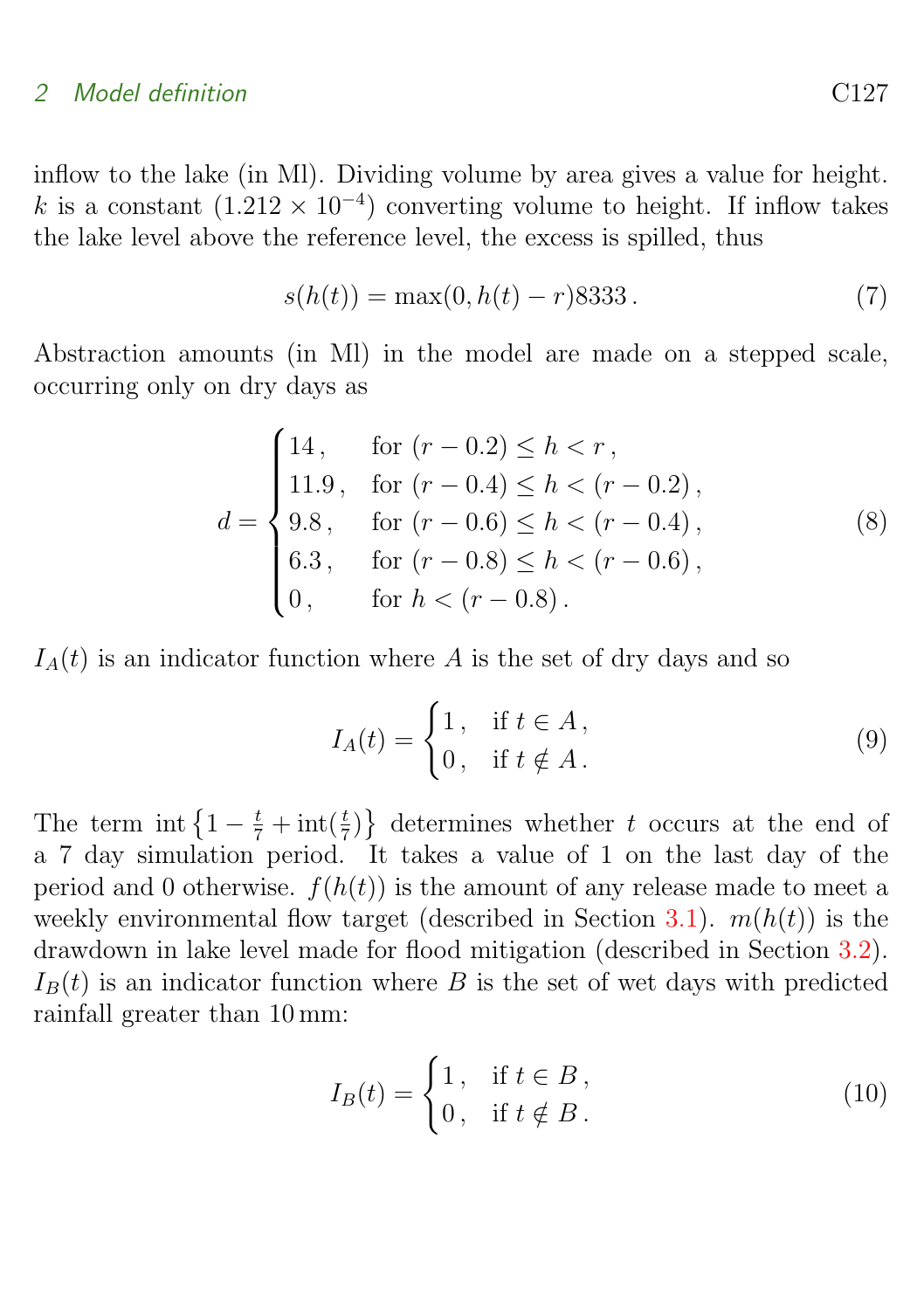inflow to the lake (in Ml). Dividing volume by area gives a value for height. $k$ is a constant ($1.212 \times 10^{-4}$) converting volume to height. If inflow takes the lake level above the reference level, the excess is spilled, thus

$$s(h(t)) = \max(0, h(t) - r)8333\,. \tag{7}$$

Abstraction amounts (in Ml) in the model are made on a stepped scale, occurring only on dry days as

$$d = \begin{cases} 14\,, & \text{for } (r-0.2) \le h < r\,, \\ 11.9\,, & \text{for } (r-0.4) \le h < (r-0.2)\,, \\ 9.8\,, & \text{for } (r-0.6) \le h < (r-0.4)\,, \\ 6.3\,, & \text{for } (r-0.8) \le h < (r-0.6)\,, \\ 0\,, & \text{for } h < (r-0.8)\,. \end{cases} \tag{8}$$

$I_A(t)$ is an indicator function where $A$ is the set of dry days and so

$$I_A(t) = \begin{cases} 1\,, & \text{if } t \in A\,, \\ 0\,, & \text{if } t \notin A\,. \end{cases} \tag{9}$$

The term $\operatorname{int}\left\{1 - \frac{t}{7} + \operatorname{int}(\frac{t}{7})\right\}$ determines whether $t$ occurs at the end of a 7 day simulation period. It takes a value of 1 on the last day of the period and 0 otherwise. $f(h(t))$ is the amount of any release made to meet a weekly environmental flow target (described in Section 3.1). $m(h(t))$ is the drawdown in lake level made for flood mitigation (described in Section 3.2). $I_B(t)$ is an indicator function where $B$ is the set of wet days with predicted rainfall greater than 10 mm:

$$I_B(t) = \begin{cases} 1\,, & \text{if } t \in B\,, \\ 0\,, & \text{if } t \notin B\,. \end{cases} \tag{10}$$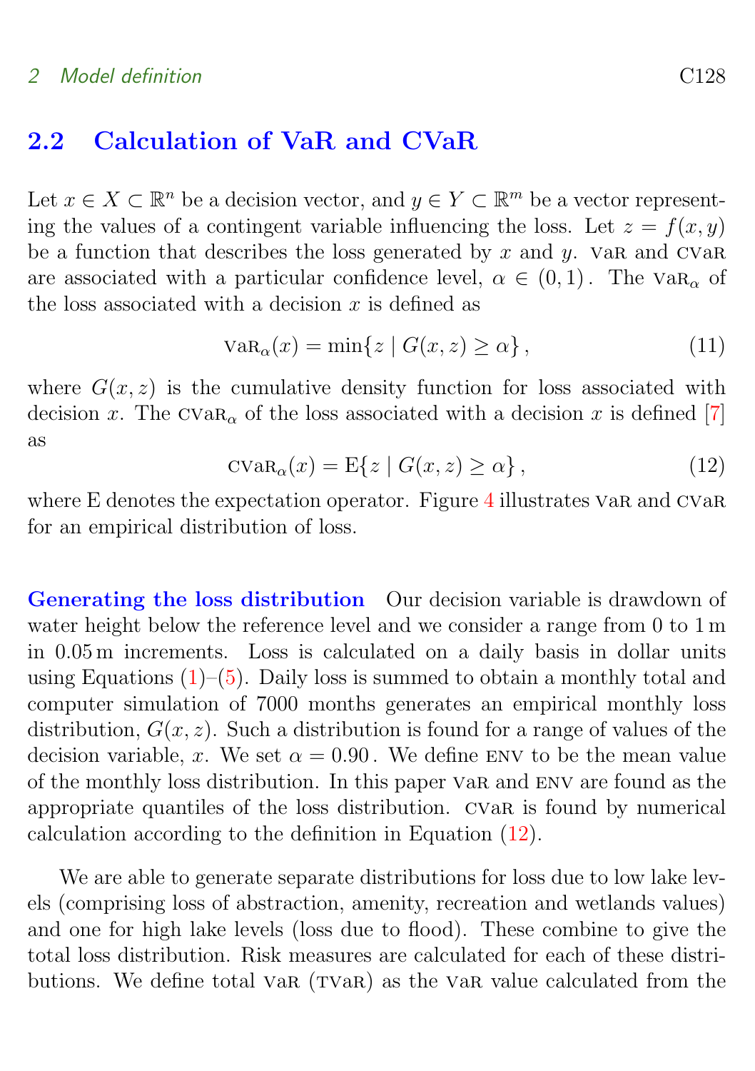## 2.2 Calculation of VaR and CVaR

Let $x \in X \subset \mathbb{R}^n$ be a decision vector, and $y \in Y \subset \mathbb{R}^m$ be a vector representing the values of a contingent variable influencing the loss. Let $z = f(x, y)$ be a function that describes the loss generated by $x$ and $y$. VaR and CVaR are associated with a particular confidence level, $\alpha \in (0, 1)$. The $\text{VaR}_\alpha$ of the loss associated with a decision $x$ is defined as

$$\text{VaR}_\alpha(x) = \min\{z \mid G(x, z) \geq \alpha\}, \tag{11}$$

where $G(x, z)$ is the cumulative density function for loss associated with decision $x$. The $\text{CVaR}_\alpha$ of the loss associated with a decision $x$ is defined [7] as

$$\text{CVaR}_\alpha(x) = \text{E}\{z \mid G(x, z) \geq \alpha\}, \tag{12}$$

where E denotes the expectation operator. Figure 4 illustrates VaR and CVaR for an empirical distribution of loss.

**Generating the loss distribution** Our decision variable is drawdown of water height below the reference level and we consider a range from 0 to 1 m in 0.05 m increments. Loss is calculated on a daily basis in dollar units using Equations (1)–(5). Daily loss is summed to obtain a monthly total and computer simulation of 7000 months generates an empirical monthly loss distribution, $G(x, z)$. Such a distribution is found for a range of values of the decision variable, $x$. We set $\alpha = 0.90$. We define ENV to be the mean value of the monthly loss distribution. In this paper VaR and ENV are found as the appropriate quantiles of the loss distribution. CVaR is found by numerical calculation according to the definition in Equation (12).

We are able to generate separate distributions for loss due to low lake levels (comprising loss of abstraction, amenity, recreation and wetlands values) and one for high lake levels (loss due to flood). These combine to give the total loss distribution. Risk measures are calculated for each of these distributions. We define total VaR (TVaR) as the VaR value calculated from the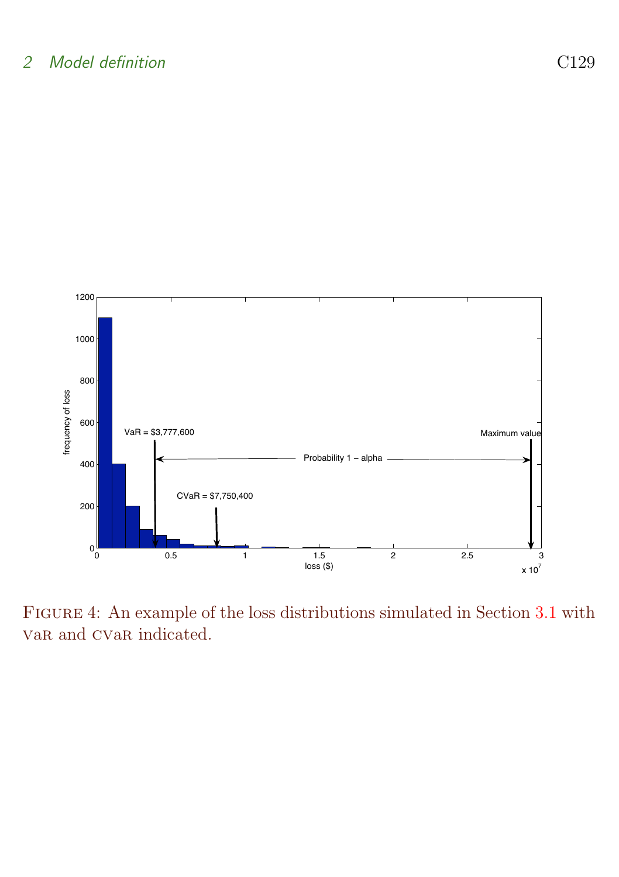Figure 4: An example of the loss distributions simulated in Section 3.1 with VaR and CVaR indicated.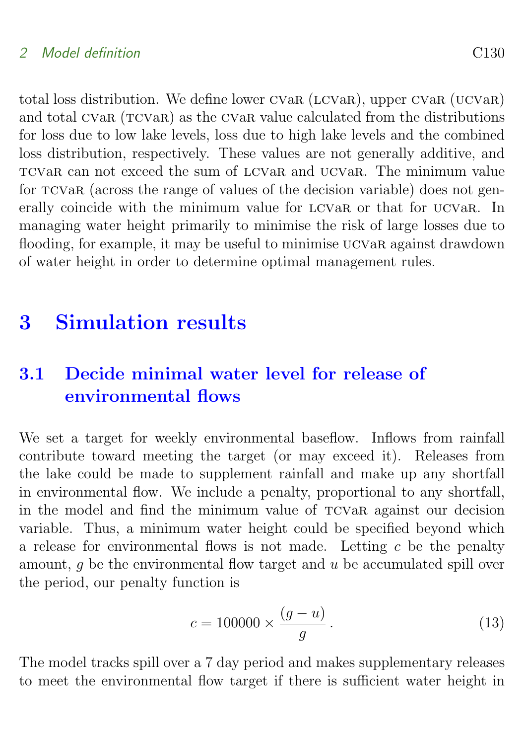total loss distribution. We define lower CVaR (LCVaR), upper CVaR (UCVaR) and total CVaR (TCVaR) as the CVaR value calculated from the distributions for loss due to low lake levels, loss due to high lake levels and the combined loss distribution, respectively. These values are not generally additive, and TCVaR can not exceed the sum of LCVaR and UCVaR. The minimum value for TCVaR (across the range of values of the decision variable) does not generally coincide with the minimum value for LCVaR or that for UCVaR. In managing water height primarily to minimise the risk of large losses due to flooding, for example, it may be useful to minimise UCVaR against drawdown of water height in order to determine optimal management rules.

# 3 Simulation results

## 3.1 Decide minimal water level for release of environmental flows

We set a target for weekly environmental baseflow. Inflows from rainfall contribute toward meeting the target (or may exceed it). Releases from the lake could be made to supplement rainfall and make up any shortfall in environmental flow. We include a penalty, proportional to any shortfall, in the model and find the minimum value of TCVaR against our decision variable. Thus, a minimum water height could be specified beyond which a release for environmental flows is not made. Letting $c$ be the penalty amount, $g$ be the environmental flow target and $u$ be accumulated spill over the period, our penalty function is

$$c = 100000 \times \frac{(g-u)}{g}\,. \tag{13}$$

The model tracks spill over a 7 day period and makes supplementary releases to meet the environmental flow target if there is sufficient water height in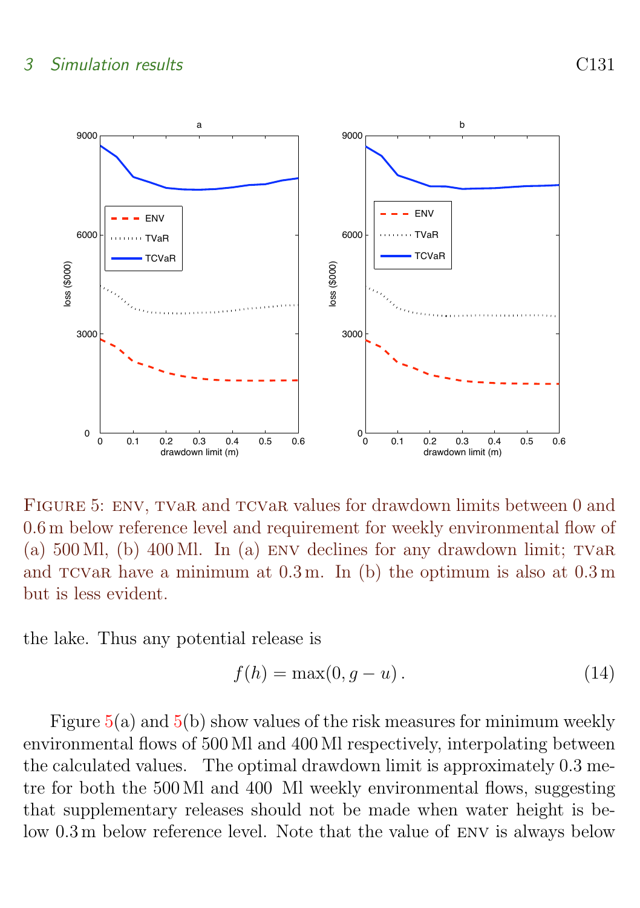Figure 5: ENV, TVaR and TCVaR values for drawdown limits between 0 and 0.6 m below reference level and requirement for weekly environmental flow of (a) 500 Ml, (b) 400 Ml. In (a) ENV declines for any drawdown limit; TVaR and TCVaR have a minimum at 0.3 m. In (b) the optimum is also at 0.3 m but is less evident.

the lake. Thus any potential release is

$$f(h) = \max(0, g - u)\,. \tag{14}$$

Figure 5(a) and 5(b) show values of the risk measures for minimum weekly environmental flows of 500 Ml and 400 Ml respectively, interpolating between the calculated values. The optimal drawdown limit is approximately 0.3 metre for both the 500 Ml and 400 Ml weekly environmental flows, suggesting that supplementary releases should not be made when water height is below 0.3 m below reference level. Note that the value of ENV is always below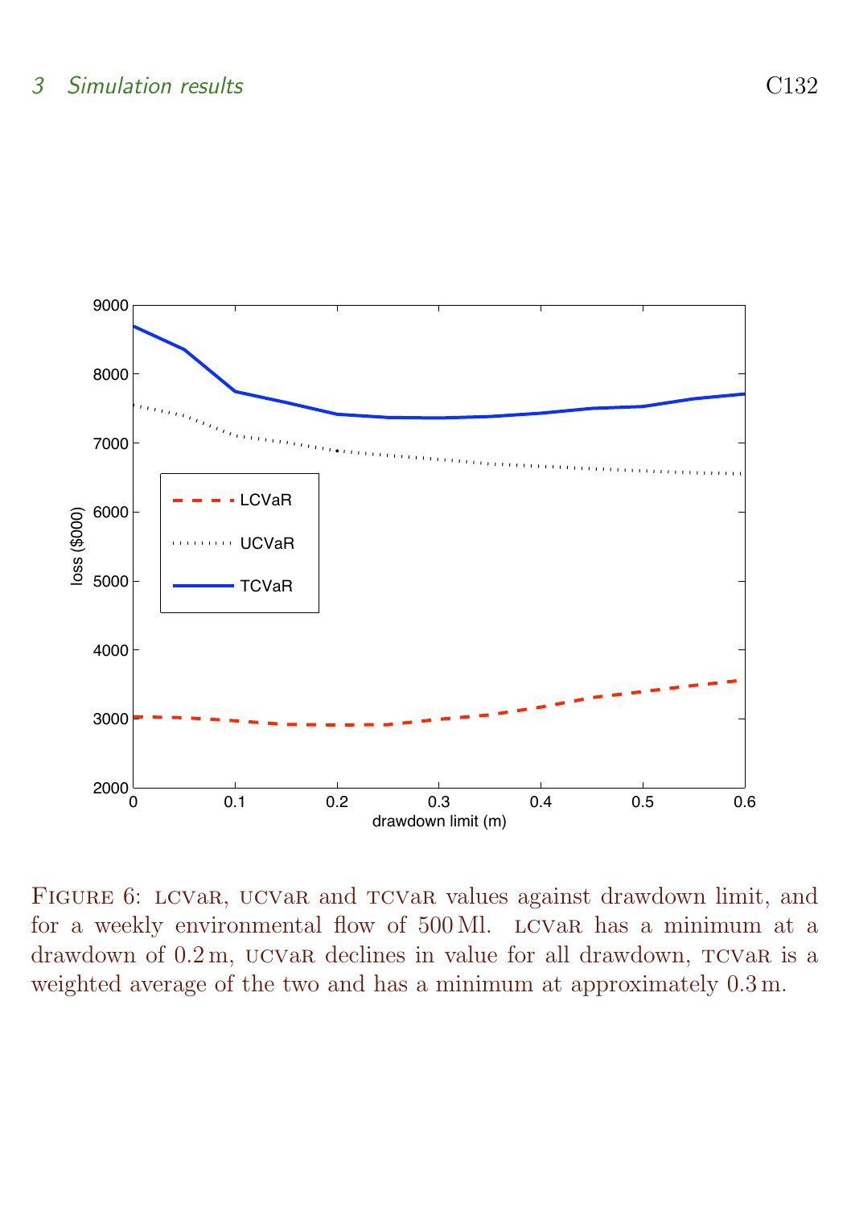Figure 6: LCVaR, UCVaR and TCVaR values against drawdown limit, and for a weekly environmental flow of 500 Ml. LCVaR has a minimum at a drawdown of 0.2 m, UCVaR declines in value for all drawdown, TCVaR is a weighted average of the two and has a minimum at approximately 0.3 m.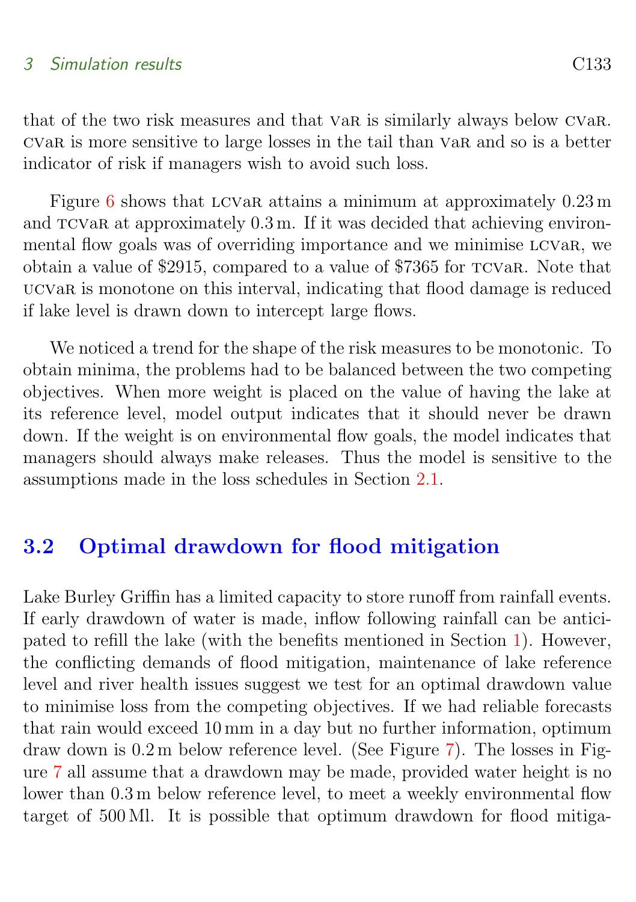that of the two risk measures and that VaR is similarly always below CVaR. CVaR is more sensitive to large losses in the tail than VaR and so is a better indicator of risk if managers wish to avoid such loss.

Figure 6 shows that LCVaR attains a minimum at approximately 0.23 m and TCVaR at approximately 0.3 m. If it was decided that achieving environmental flow goals was of overriding importance and we minimise LCVaR, we obtain a value of $2915, compared to a value of $7365 for TCVaR. Note that UCVaR is monotone on this interval, indicating that flood damage is reduced if lake level is drawn down to intercept large flows.

We noticed a trend for the shape of the risk measures to be monotonic. To obtain minima, the problems had to be balanced between the two competing objectives. When more weight is placed on the value of having the lake at its reference level, model output indicates that it should never be drawn down. If the weight is on environmental flow goals, the model indicates that managers should always make releases. Thus the model is sensitive to the assumptions made in the loss schedules in Section 2.1.

## 3.2 Optimal drawdown for flood mitigation

Lake Burley Griffin has a limited capacity to store runoff from rainfall events. If early drawdown of water is made, inflow following rainfall can be anticipated to refill the lake (with the benefits mentioned in Section 1). However, the conflicting demands of flood mitigation, maintenance of lake reference level and river health issues suggest we test for an optimal drawdown value to minimise loss from the competing objectives. If we had reliable forecasts that rain would exceed 10 mm in a day but no further information, optimum draw down is 0.2 m below reference level. (See Figure 7). The losses in Figure 7 all assume that a drawdown may be made, provided water height is no lower than 0.3 m below reference level, to meet a weekly environmental flow target of 500 Ml. It is possible that optimum drawdown for flood mitiga-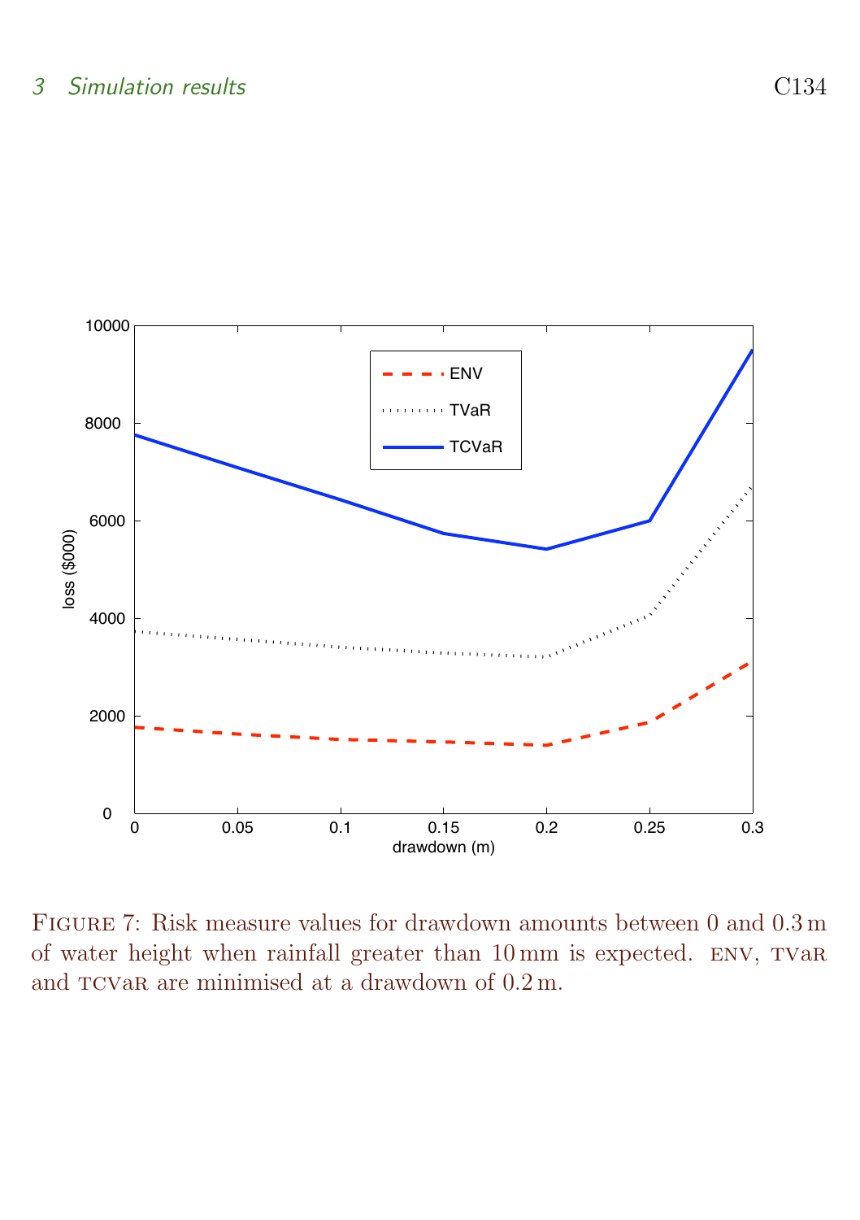Figure 7: Risk measure values for drawdown amounts between 0 and 0.3 m of water height when rainfall greater than 10 mm is expected. ENV, TVaR and TCVaR are minimised at a drawdown of 0.2 m.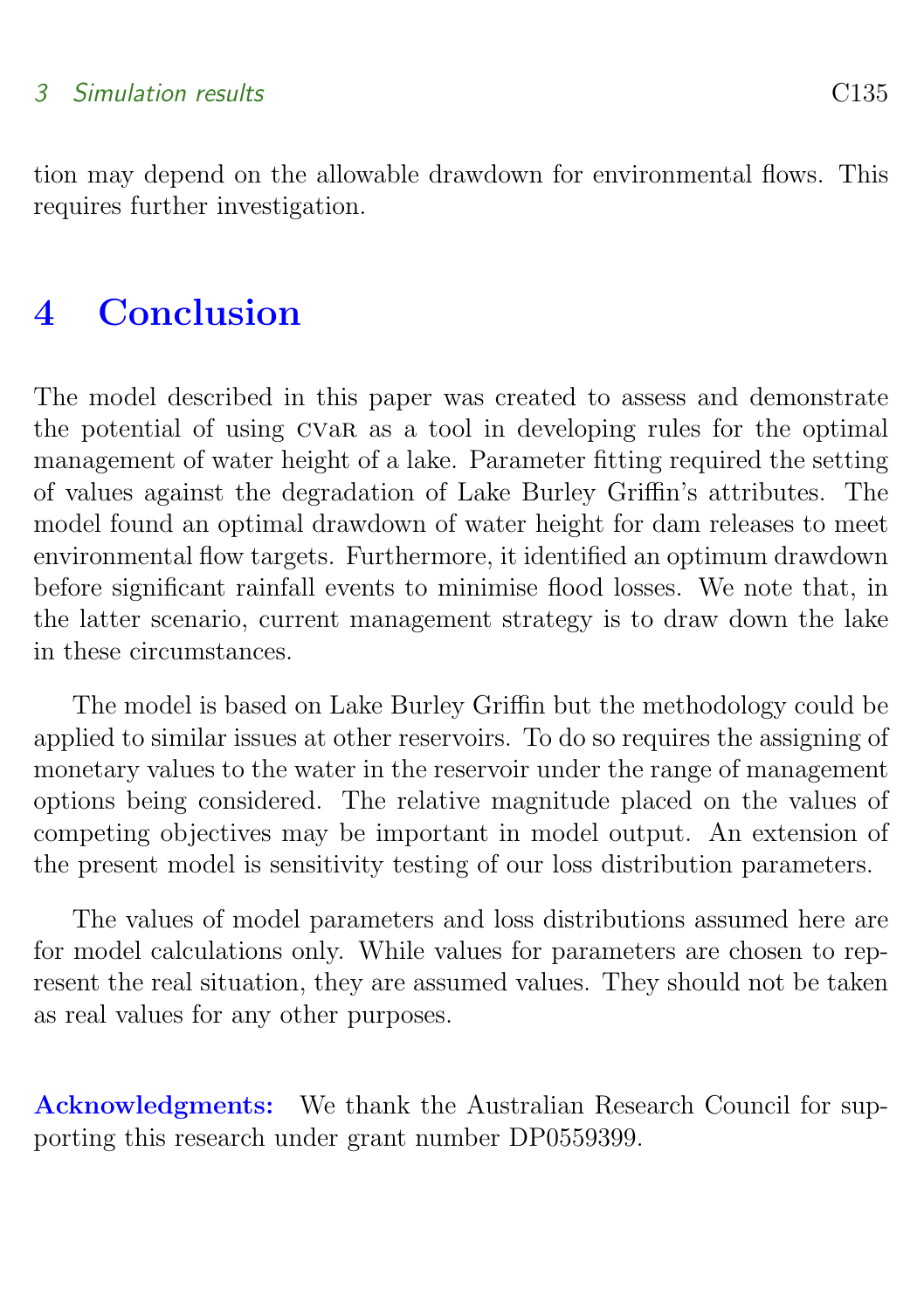tion may depend on the allowable drawdown for environmental flows. This requires further investigation.

## 4 Conclusion

The model described in this paper was created to assess and demonstrate the potential of using CVaR as a tool in developing rules for the optimal management of water height of a lake. Parameter fitting required the setting of values against the degradation of Lake Burley Griffin's attributes. The model found an optimal drawdown of water height for dam releases to meet environmental flow targets. Furthermore, it identified an optimum drawdown before significant rainfall events to minimise flood losses. We note that, in the latter scenario, current management strategy is to draw down the lake in these circumstances.

The model is based on Lake Burley Griffin but the methodology could be applied to similar issues at other reservoirs. To do so requires the assigning of monetary values to the water in the reservoir under the range of management options being considered. The relative magnitude placed on the values of competing objectives may be important in model output. An extension of the present model is sensitivity testing of our loss distribution parameters.

The values of model parameters and loss distributions assumed here are for model calculations only. While values for parameters are chosen to represent the real situation, they are assumed values. They should not be taken as real values for any other purposes.

**Acknowledgments:** We thank the Australian Research Council for supporting this research under grant number DP0559399.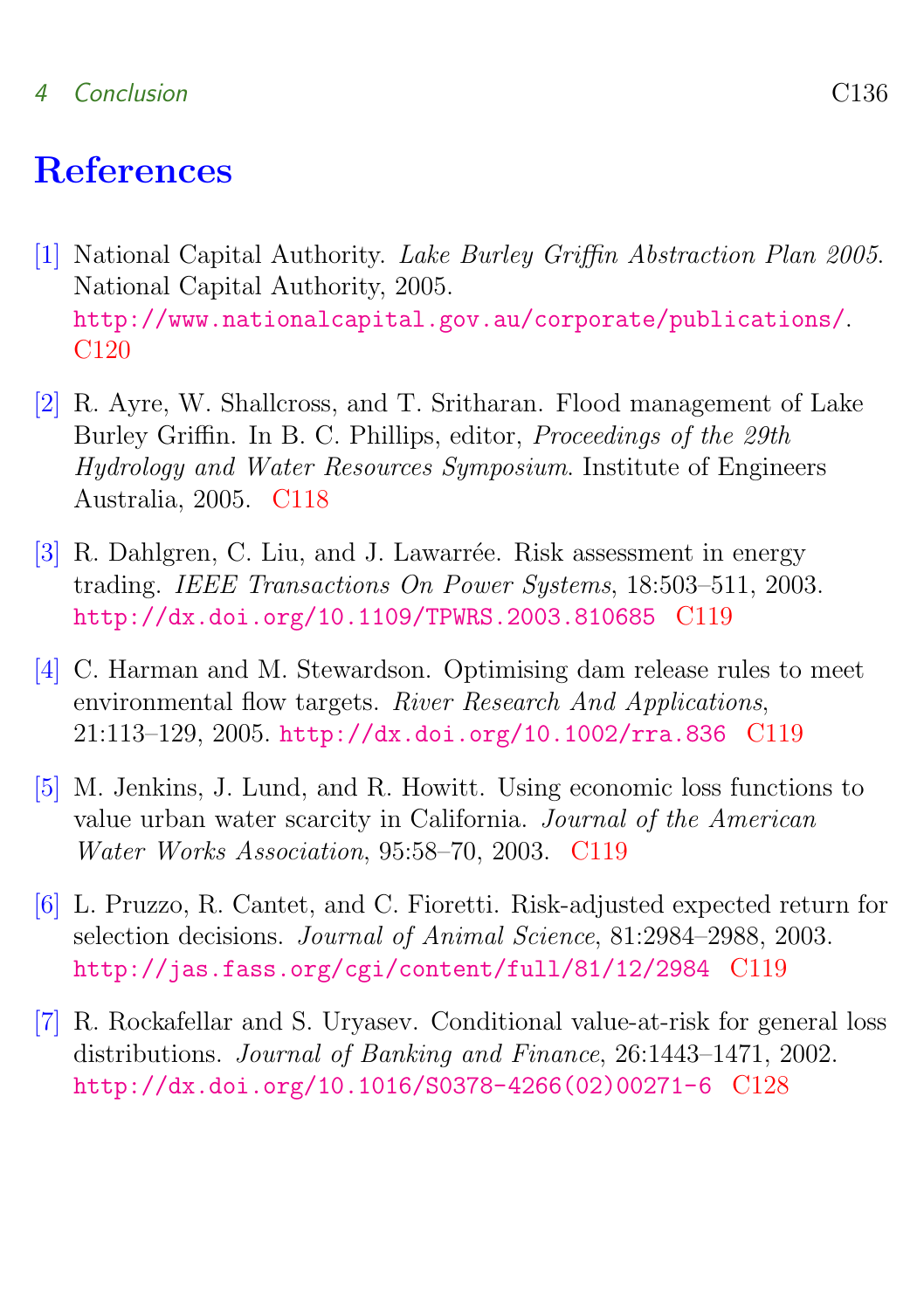# References

[1] National Capital Authority. *Lake Burley Griffin Abstraction Plan 2005*. National Capital Authority, 2005. http://www.nationalcapital.gov.au/corporate/publications/. C120

[2] R. Ayre, W. Shallcross, and T. Sritharan. Flood management of Lake Burley Griffin. In B. C. Phillips, editor, *Proceedings of the 29th Hydrology and Water Resources Symposium*. Institute of Engineers Australia, 2005. C118

[3] R. Dahlgren, C. Liu, and J. Lawarrée. Risk assessment in energy trading. *IEEE Transactions On Power Systems*, 18:503–511, 2003. http://dx.doi.org/10.1109/TPWRS.2003.810685 C119

[4] C. Harman and M. Stewardson. Optimising dam release rules to meet environmental flow targets. *River Research And Applications*, 21:113–129, 2005. http://dx.doi.org/10.1002/rra.836 C119

[5] M. Jenkins, J. Lund, and R. Howitt. Using economic loss functions to value urban water scarcity in California. *Journal of the American Water Works Association*, 95:58–70, 2003. C119

[6] L. Pruzzo, R. Cantet, and C. Fioretti. Risk-adjusted expected return for selection decisions. *Journal of Animal Science*, 81:2984–2988, 2003. http://jas.fass.org/cgi/content/full/81/12/2984 C119

[7] R. Rockafellar and S. Uryasev. Conditional value-at-risk for general loss distributions. *Journal of Banking and Finance*, 26:1443–1471, 2002. http://dx.doi.org/10.1016/S0378-4266(02)00271-6 C128